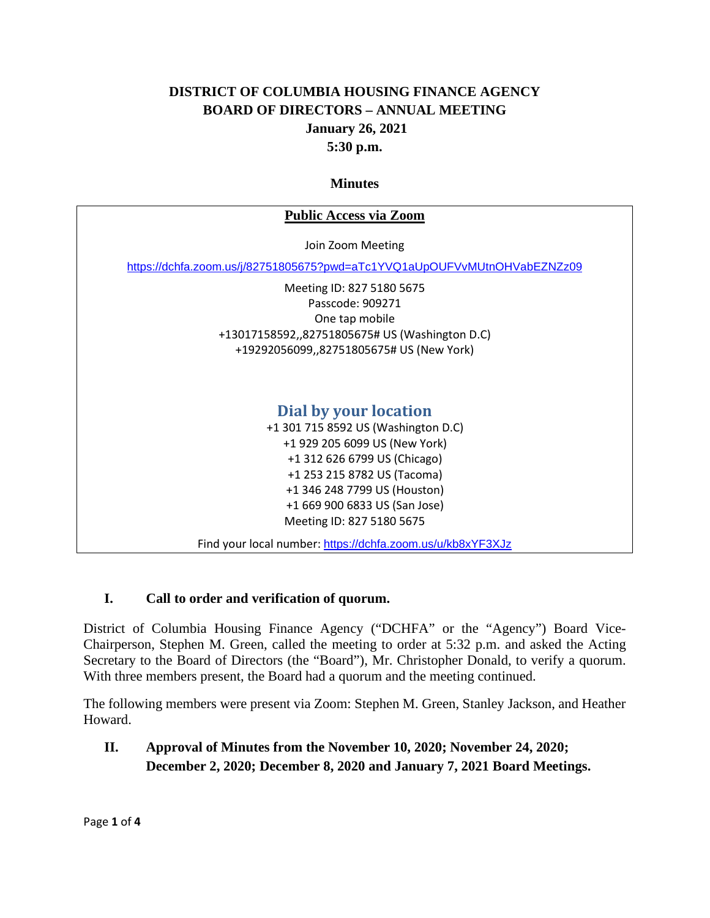# DISTRICT OF COLUMBIA HOUSING FINANCE AGENCY
# BOARD OF DIRECTORS – ANNUAL MEETING
## January 26, 2021
## 5:30 p.m.

### Minutes

**Public Access via Zoom**

Join Zoom Meeting

https://dchfa.zoom.us/j/82751805675?pwd=aTc1YVQ1aUpOUFVvMUtnOHVabEZNZz09

Meeting ID: 827 5180 5675
Passcode: 909271
One tap mobile
+13017158592,,82751805675# US (Washington D.C)
+19292056099,,82751805675# US (New York)

**Dial by your location**

+1 301 715 8592 US (Washington D.C)
+1 929 205 6099 US (New York)
+1 312 626 6799 US (Chicago)
+1 253 215 8782 US (Tacoma)
+1 346 248 7799 US (Houston)
+1 669 900 6833 US (San Jose)
Meeting ID: 827 5180 5675

Find your local number: https://dchfa.zoom.us/u/kb8xYF3XJz

## I. Call to order and verification of quorum.

District of Columbia Housing Finance Agency ("DCHFA" or the "Agency") Board Vice-Chairperson, Stephen M. Green, called the meeting to order at 5:32 p.m. and asked the Acting Secretary to the Board of Directors (the "Board"), Mr. Christopher Donald, to verify a quorum. With three members present, the Board had a quorum and the meeting continued.

The following members were present via Zoom: Stephen M. Green, Stanley Jackson, and Heather Howard.

## II. Approval of Minutes from the November 10, 2020; November 24, 2020; December 2, 2020; December 8, 2020 and January 7, 2021 Board Meetings.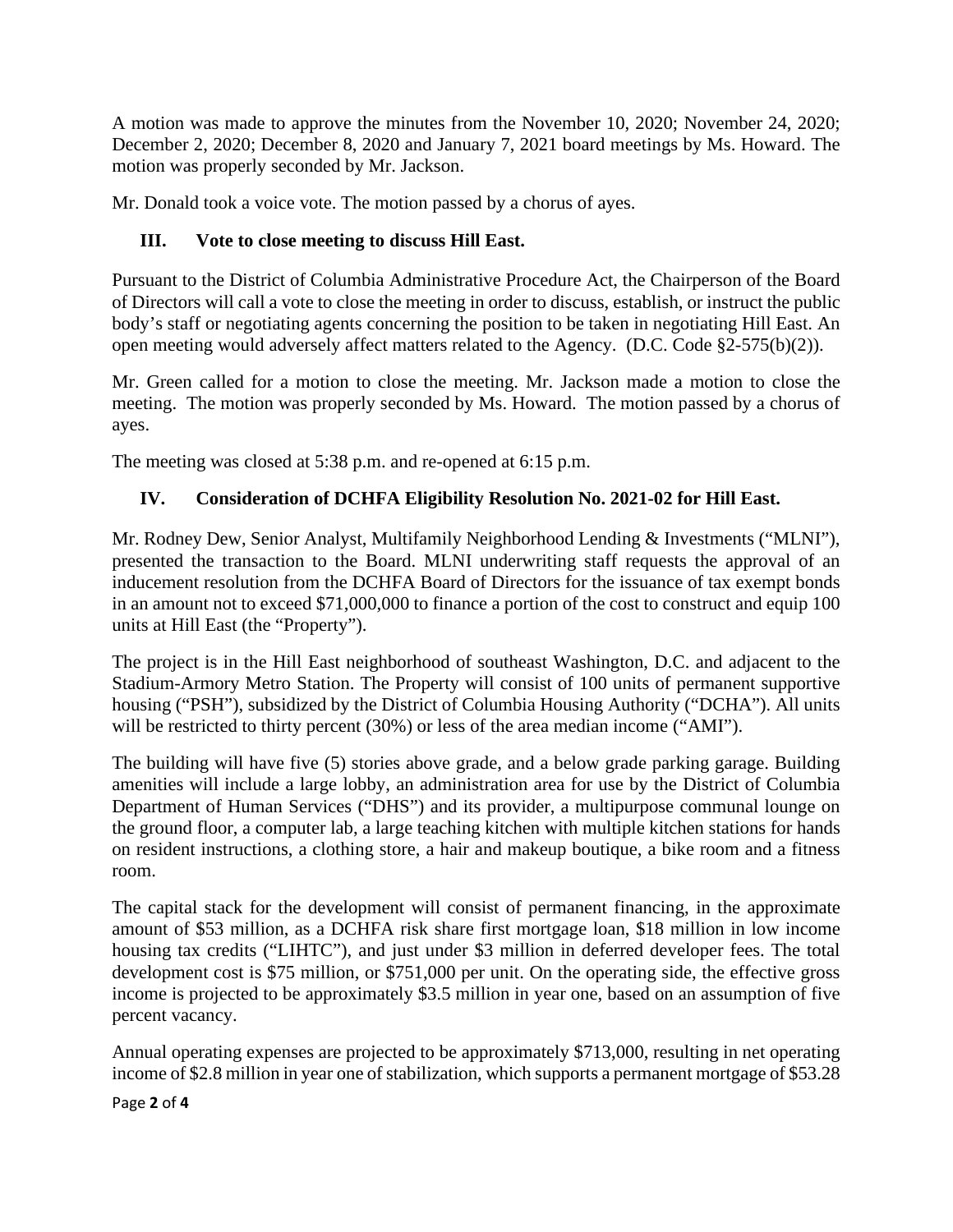A motion was made to approve the minutes from the November 10, 2020; November 24, 2020; December 2, 2020; December 8, 2020 and January 7, 2021 board meetings by Ms. Howard. The motion was properly seconded by Mr. Jackson.

Mr. Donald took a voice vote. The motion passed by a chorus of ayes.

## III. Vote to close meeting to discuss Hill East.

Pursuant to the District of Columbia Administrative Procedure Act, the Chairperson of the Board of Directors will call a vote to close the meeting in order to discuss, establish, or instruct the public body's staff or negotiating agents concerning the position to be taken in negotiating Hill East. An open meeting would adversely affect matters related to the Agency. (D.C. Code §2-575(b)(2)).

Mr. Green called for a motion to close the meeting. Mr. Jackson made a motion to close the meeting. The motion was properly seconded by Ms. Howard. The motion passed by a chorus of ayes.

The meeting was closed at 5:38 p.m. and re-opened at 6:15 p.m.

## IV. Consideration of DCHFA Eligibility Resolution No. 2021-02 for Hill East.

Mr. Rodney Dew, Senior Analyst, Multifamily Neighborhood Lending & Investments ("MLNI"), presented the transaction to the Board. MLNI underwriting staff requests the approval of an inducement resolution from the DCHFA Board of Directors for the issuance of tax exempt bonds in an amount not to exceed $71,000,000 to finance a portion of the cost to construct and equip 100 units at Hill East (the "Property").

The project is in the Hill East neighborhood of southeast Washington, D.C. and adjacent to the Stadium-Armory Metro Station. The Property will consist of 100 units of permanent supportive housing ("PSH"), subsidized by the District of Columbia Housing Authority ("DCHA"). All units will be restricted to thirty percent (30%) or less of the area median income ("AMI").

The building will have five (5) stories above grade, and a below grade parking garage. Building amenities will include a large lobby, an administration area for use by the District of Columbia Department of Human Services ("DHS") and its provider, a multipurpose communal lounge on the ground floor, a computer lab, a large teaching kitchen with multiple kitchen stations for hands on resident instructions, a clothing store, a hair and makeup boutique, a bike room and a fitness room.

The capital stack for the development will consist of permanent financing, in the approximate amount of $53 million, as a DCHFA risk share first mortgage loan, $18 million in low income housing tax credits ("LIHTC"), and just under $3 million in deferred developer fees. The total development cost is $75 million, or $751,000 per unit. On the operating side, the effective gross income is projected to be approximately $3.5 million in year one, based on an assumption of five percent vacancy.

Annual operating expenses are projected to be approximately $713,000, resulting in net operating income of $2.8 million in year one of stabilization, which supports a permanent mortgage of $53.28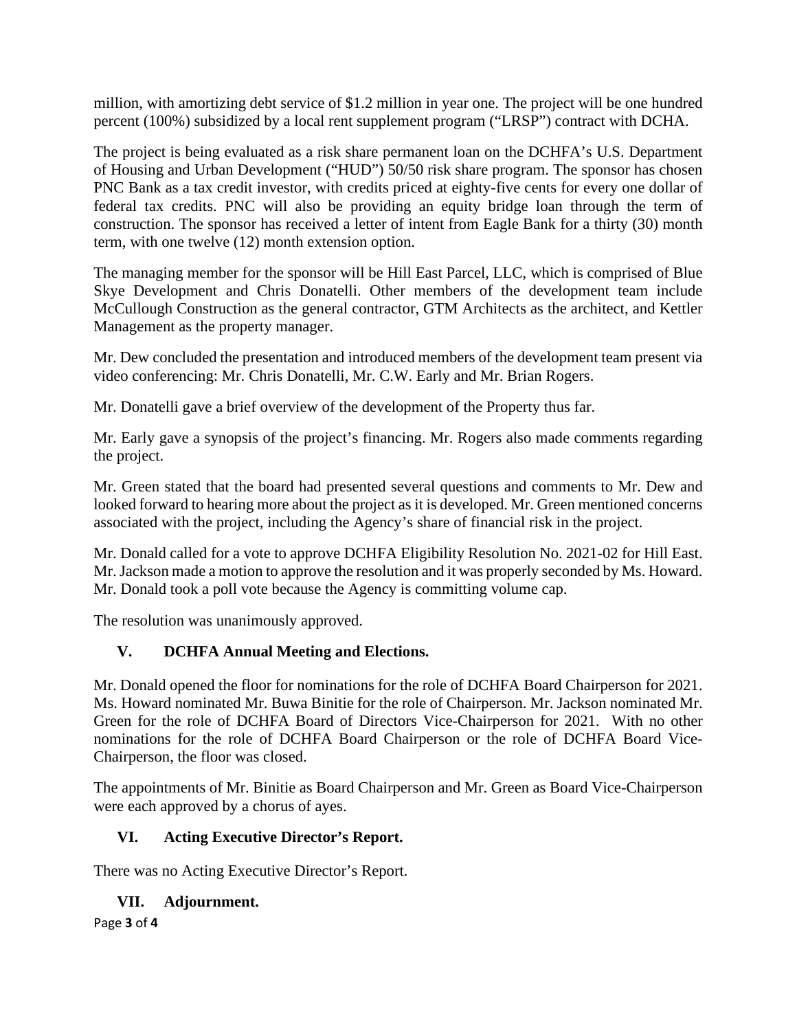million, with amortizing debt service of $1.2 million in year one. The project will be one hundred percent (100%) subsidized by a local rent supplement program ("LRSP") contract with DCHA.

The project is being evaluated as a risk share permanent loan on the DCHFA's U.S. Department of Housing and Urban Development ("HUD") 50/50 risk share program. The sponsor has chosen PNC Bank as a tax credit investor, with credits priced at eighty-five cents for every one dollar of federal tax credits. PNC will also be providing an equity bridge loan through the term of construction. The sponsor has received a letter of intent from Eagle Bank for a thirty (30) month term, with one twelve (12) month extension option.

The managing member for the sponsor will be Hill East Parcel, LLC, which is comprised of Blue Skye Development and Chris Donatelli. Other members of the development team include McCullough Construction as the general contractor, GTM Architects as the architect, and Kettler Management as the property manager.

Mr. Dew concluded the presentation and introduced members of the development team present via video conferencing: Mr. Chris Donatelli, Mr. C.W. Early and Mr. Brian Rogers.

Mr. Donatelli gave a brief overview of the development of the Property thus far.

Mr. Early gave a synopsis of the project's financing. Mr. Rogers also made comments regarding the project.

Mr. Green stated that the board had presented several questions and comments to Mr. Dew and looked forward to hearing more about the project as it is developed. Mr. Green mentioned concerns associated with the project, including the Agency's share of financial risk in the project.

Mr. Donald called for a vote to approve DCHFA Eligibility Resolution No. 2021-02 for Hill East. Mr. Jackson made a motion to approve the resolution and it was properly seconded by Ms. Howard. Mr. Donald took a poll vote because the Agency is committing volume cap.

The resolution was unanimously approved.

## V. DCHFA Annual Meeting and Elections.

Mr. Donald opened the floor for nominations for the role of DCHFA Board Chairperson for 2021. Ms. Howard nominated Mr. Buwa Binitie for the role of Chairperson. Mr. Jackson nominated Mr. Green for the role of DCHFA Board of Directors Vice-Chairperson for 2021. With no other nominations for the role of DCHFA Board Chairperson or the role of DCHFA Board Vice-Chairperson, the floor was closed.

The appointments of Mr. Binitie as Board Chairperson and Mr. Green as Board Vice-Chairperson were each approved by a chorus of ayes.

## VI. Acting Executive Director's Report.

There was no Acting Executive Director's Report.

## VII. Adjournment.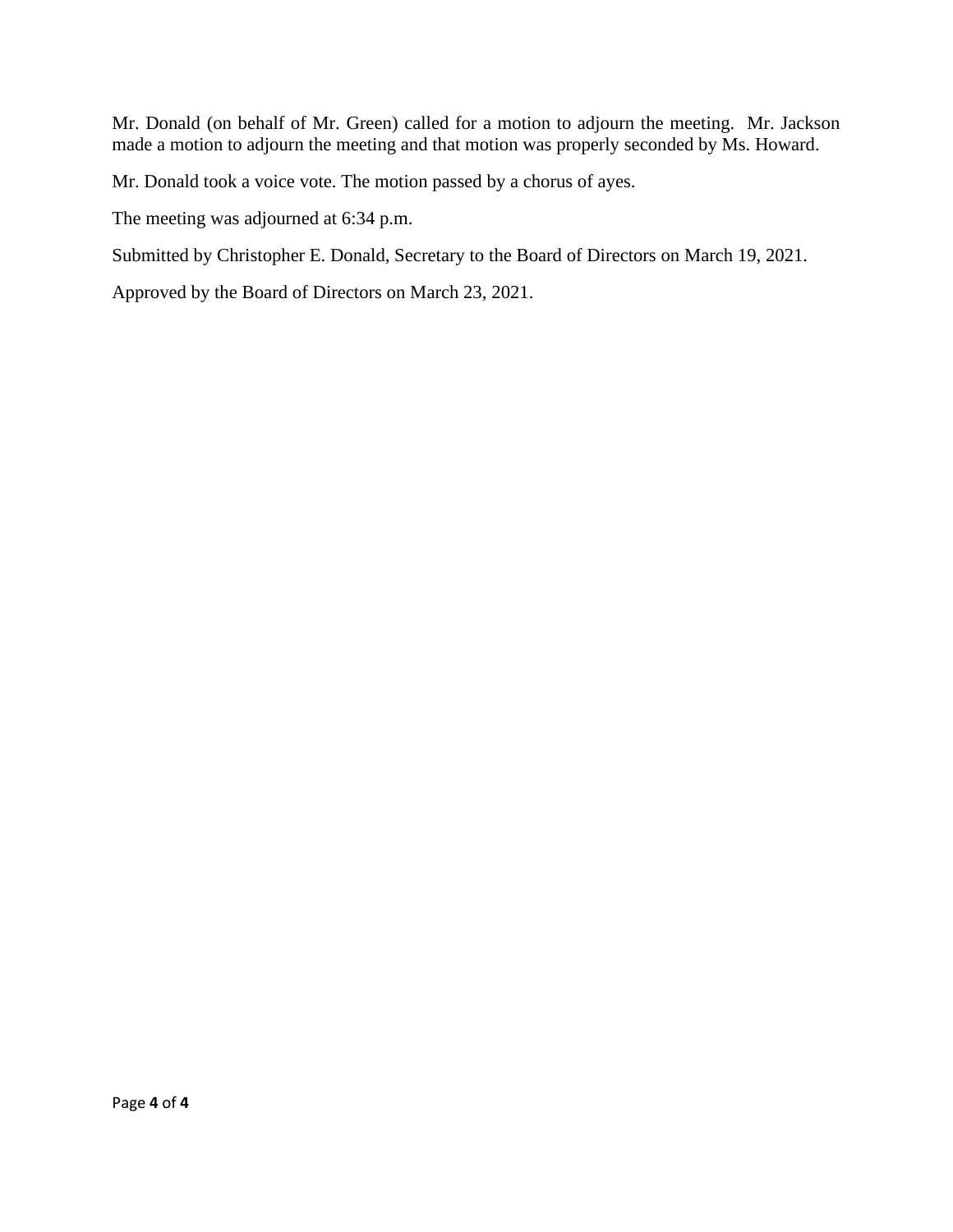Mr. Donald (on behalf of Mr. Green) called for a motion to adjourn the meeting. Mr. Jackson made a motion to adjourn the meeting and that motion was properly seconded by Ms. Howard.

Mr. Donald took a voice vote. The motion passed by a chorus of ayes.

The meeting was adjourned at 6:34 p.m.

Submitted by Christopher E. Donald, Secretary to the Board of Directors on March 19, 2021.

Approved by the Board of Directors on March 23, 2021.